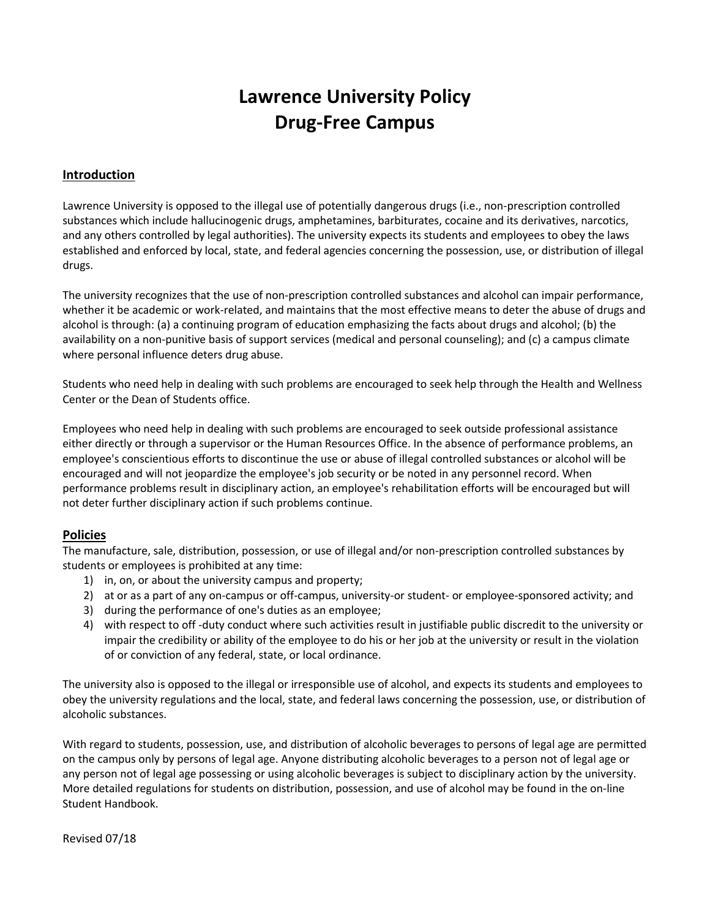# Lawrence University Policy
# Drug-Free Campus

## Introduction

Lawrence University is opposed to the illegal use of potentially dangerous drugs (i.e., non-prescription controlled substances which include hallucinogenic drugs, amphetamines, barbiturates, cocaine and its derivatives, narcotics, and any others controlled by legal authorities). The university expects its students and employees to obey the laws established and enforced by local, state, and federal agencies concerning the possession, use, or distribution of illegal drugs.

The university recognizes that the use of non-prescription controlled substances and alcohol can impair performance, whether it be academic or work-related, and maintains that the most effective means to deter the abuse of drugs and alcohol is through: (a) a continuing program of education emphasizing the facts about drugs and alcohol; (b) the availability on a non-punitive basis of support services (medical and personal counseling); and (c) a campus climate where personal influence deters drug abuse.

Students who need help in dealing with such problems are encouraged to seek help through the Health and Wellness Center or the Dean of Students office.

Employees who need help in dealing with such problems are encouraged to seek outside professional assistance either directly or through a supervisor or the Human Resources Office. In the absence of performance problems, an employee's conscientious efforts to discontinue the use or abuse of illegal controlled substances or alcohol will be encouraged and will not jeopardize the employee's job security or be noted in any personnel record. When performance problems result in disciplinary action, an employee's rehabilitation efforts will be encouraged but will not deter further disciplinary action if such problems continue.

## Policies

The manufacture, sale, distribution, possession, or use of illegal and/or non-prescription controlled substances by students or employees is prohibited at any time:

1) in, on, or about the university campus and property;
2) at or as a part of any on-campus or off-campus, university-or student- or employee-sponsored activity; and
3) during the performance of one's duties as an employee;
4) with respect to off -duty conduct where such activities result in justifiable public discredit to the university or impair the credibility or ability of the employee to do his or her job at the university or result in the violation of or conviction of any federal, state, or local ordinance.

The university also is opposed to the illegal or irresponsible use of alcohol, and expects its students and employees to obey the university regulations and the local, state, and federal laws concerning the possession, use, or distribution of alcoholic substances.

With regard to students, possession, use, and distribution of alcoholic beverages to persons of legal age are permitted on the campus only by persons of legal age. Anyone distributing alcoholic beverages to a person not of legal age or any person not of legal age possessing or using alcoholic beverages is subject to disciplinary action by the university. More detailed regulations for students on distribution, possession, and use of alcohol may be found in the on-line Student Handbook.

Revised 07/18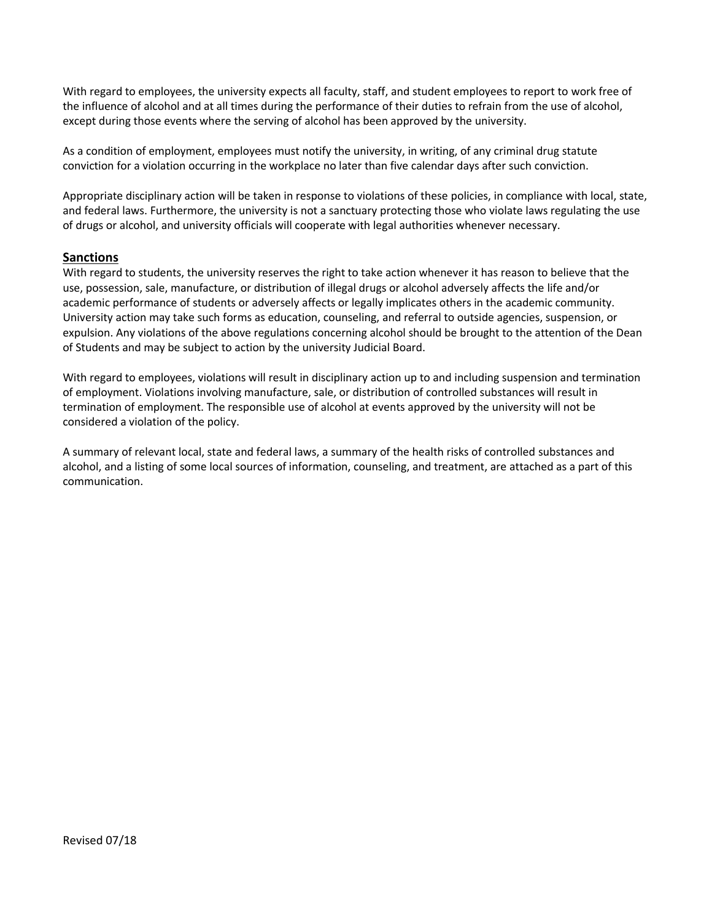With regard to employees, the university expects all faculty, staff, and student employees to report to work free of the influence of alcohol and at all times during the performance of their duties to refrain from the use of alcohol, except during those events where the serving of alcohol has been approved by the university.

As a condition of employment, employees must notify the university, in writing, of any criminal drug statute conviction for a violation occurring in the workplace no later than five calendar days after such conviction.

Appropriate disciplinary action will be taken in response to violations of these policies, in compliance with local, state, and federal laws. Furthermore, the university is not a sanctuary protecting those who violate laws regulating the use of drugs or alcohol, and university officials will cooperate with legal authorities whenever necessary.

## Sanctions

With regard to students, the university reserves the right to take action whenever it has reason to believe that the use, possession, sale, manufacture, or distribution of illegal drugs or alcohol adversely affects the life and/or academic performance of students or adversely affects or legally implicates others in the academic community. University action may take such forms as education, counseling, and referral to outside agencies, suspension, or expulsion. Any violations of the above regulations concerning alcohol should be brought to the attention of the Dean of Students and may be subject to action by the university Judicial Board.

With regard to employees, violations will result in disciplinary action up to and including suspension and termination of employment. Violations involving manufacture, sale, or distribution of controlled substances will result in termination of employment. The responsible use of alcohol at events approved by the university will not be considered a violation of the policy.

A summary of relevant local, state and federal laws, a summary of the health risks of controlled substances and alcohol, and a listing of some local sources of information, counseling, and treatment, are attached as a part of this communication.

Revised 07/18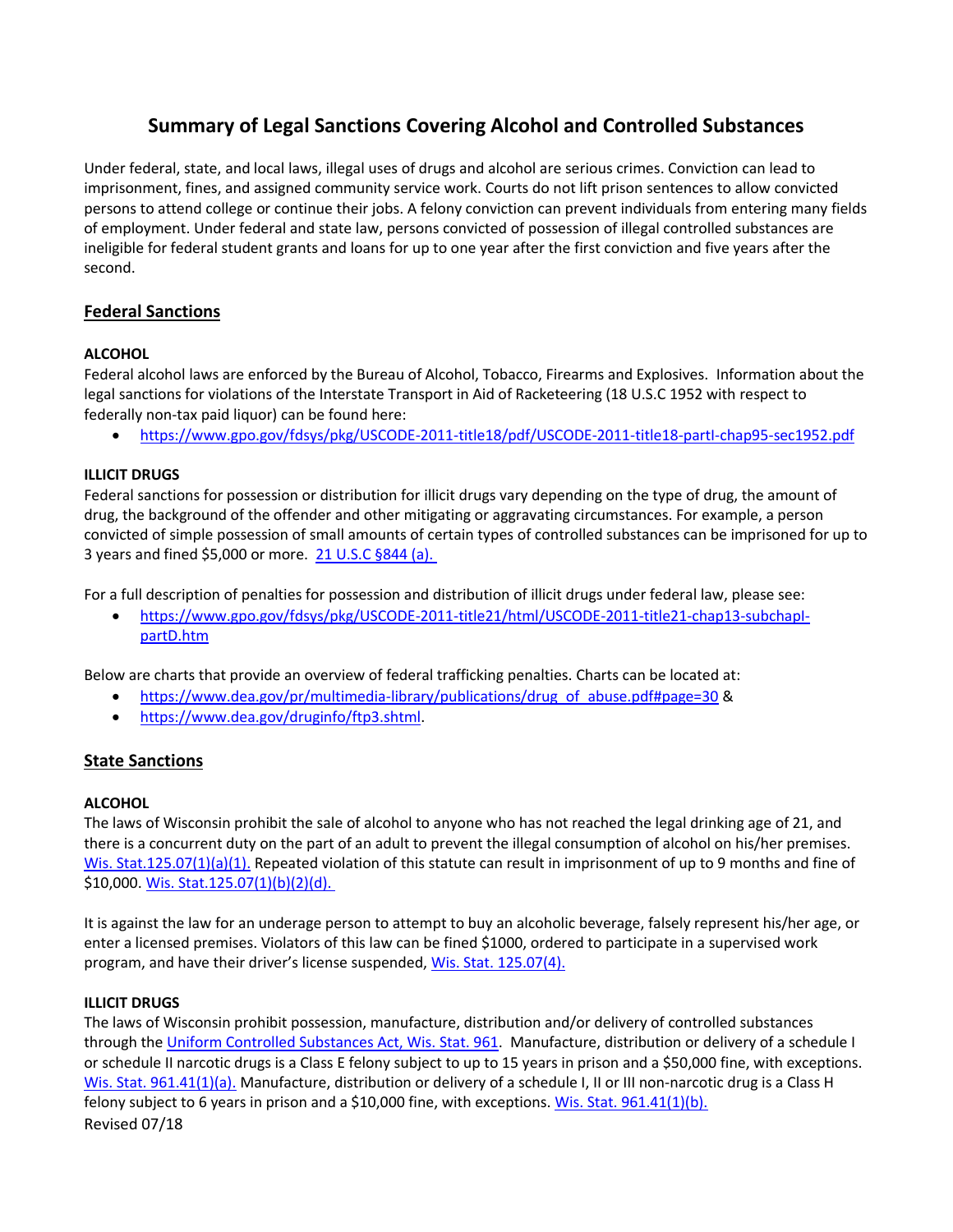# Summary of Legal Sanctions Covering Alcohol and Controlled Substances

Under federal, state, and local laws, illegal uses of drugs and alcohol are serious crimes. Conviction can lead to imprisonment, fines, and assigned community service work. Courts do not lift prison sentences to allow convicted persons to attend college or continue their jobs. A felony conviction can prevent individuals from entering many fields of employment. Under federal and state law, persons convicted of possession of illegal controlled substances are ineligible for federal student grants and loans for up to one year after the first conviction and five years after the second.

## Federal Sanctions

### ALCOHOL

Federal alcohol laws are enforced by the Bureau of Alcohol, Tobacco, Firearms and Explosives. Information about the legal sanctions for violations of the Interstate Transport in Aid of Racketeering (18 U.S.C 1952 with respect to federally non-tax paid liquor) can be found here:

- https://www.gpo.gov/fdsys/pkg/USCODE-2011-title18/pdf/USCODE-2011-title18-partI-chap95-sec1952.pdf

### ILLICIT DRUGS

Federal sanctions for possession or distribution for illicit drugs vary depending on the type of drug, the amount of drug, the background of the offender and other mitigating or aggravating circumstances. For example, a person convicted of simple possession of small amounts of certain types of controlled substances can be imprisoned for up to 3 years and fined $5,000 or more. 21 U.S.C §844 (a).

For a full description of penalties for possession and distribution of illicit drugs under federal law, please see:

- https://www.gpo.gov/fdsys/pkg/USCODE-2011-title21/html/USCODE-2011-title21-chap13-subchapI-partD.htm

Below are charts that provide an overview of federal trafficking penalties. Charts can be located at:

- https://www.dea.gov/pr/multimedia-library/publications/drug_of_abuse.pdf#page=30 &
- https://www.dea.gov/druginfo/ftp3.shtml.

## State Sanctions

### ALCOHOL

The laws of Wisconsin prohibit the sale of alcohol to anyone who has not reached the legal drinking age of 21, and there is a concurrent duty on the part of an adult to prevent the illegal consumption of alcohol on his/her premises. Wis. Stat.125.07(1)(a)(1). Repeated violation of this statute can result in imprisonment of up to 9 months and fine of $10,000. Wis. Stat.125.07(1)(b)(2)(d).

It is against the law for an underage person to attempt to buy an alcoholic beverage, falsely represent his/her age, or enter a licensed premises. Violators of this law can be fined $1000, ordered to participate in a supervised work program, and have their driver's license suspended, Wis. Stat. 125.07(4).

### ILLICIT DRUGS

The laws of Wisconsin prohibit possession, manufacture, distribution and/or delivery of controlled substances through the Uniform Controlled Substances Act, Wis. Stat. 961. Manufacture, distribution or delivery of a schedule I or schedule II narcotic drugs is a Class E felony subject to up to 15 years in prison and a $50,000 fine, with exceptions. Wis. Stat. 961.41(1)(a). Manufacture, distribution or delivery of a schedule I, II or III non-narcotic drug is a Class H felony subject to 6 years in prison and a $10,000 fine, with exceptions. Wis. Stat. 961.41(1)(b).

Revised 07/18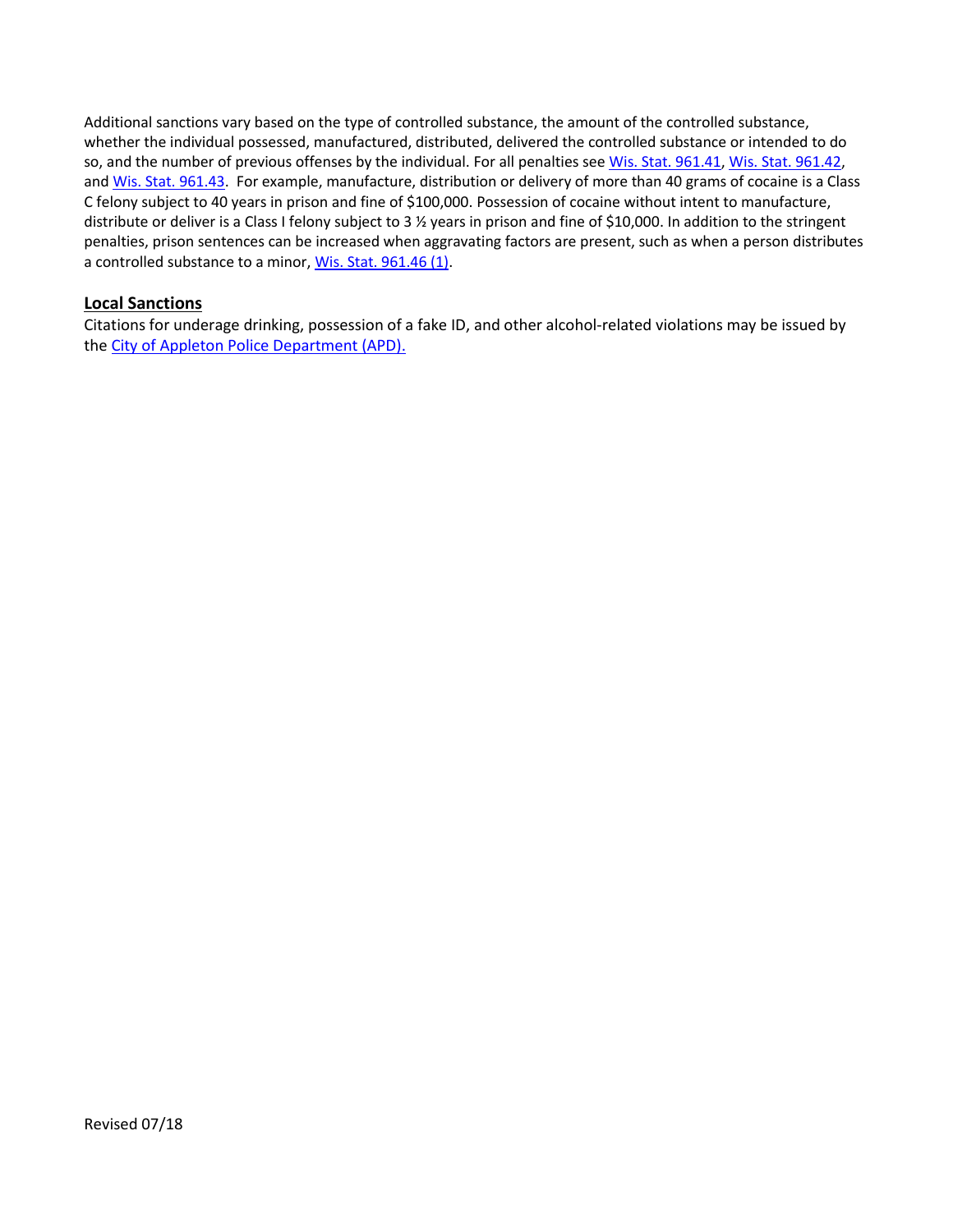Additional sanctions vary based on the type of controlled substance, the amount of the controlled substance, whether the individual possessed, manufactured, distributed, delivered the controlled substance or intended to do so, and the number of previous offenses by the individual. For all penalties see Wis. Stat. 961.41, Wis. Stat. 961.42, and Wis. Stat. 961.43. For example, manufacture, distribution or delivery of more than 40 grams of cocaine is a Class C felony subject to 40 years in prison and fine of $100,000. Possession of cocaine without intent to manufacture, distribute or deliver is a Class I felony subject to 3 ½ years in prison and fine of $10,000. In addition to the stringent penalties, prison sentences can be increased when aggravating factors are present, such as when a person distributes a controlled substance to a minor, Wis. Stat. 961.46 (1).

## Local Sanctions

Citations for underage drinking, possession of a fake ID, and other alcohol-related violations may be issued by the City of Appleton Police Department (APD).

Revised 07/18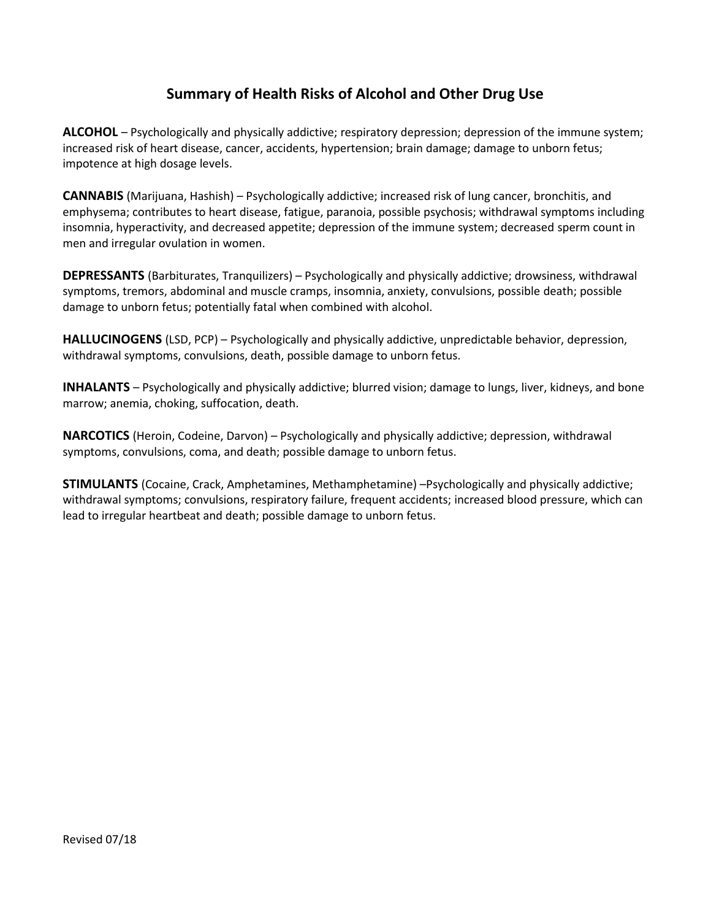## Summary of Health Risks of Alcohol and Other Drug Use

**ALCOHOL** – Psychologically and physically addictive; respiratory depression; depression of the immune system; increased risk of heart disease, cancer, accidents, hypertension; brain damage; damage to unborn fetus; impotence at high dosage levels.

**CANNABIS** (Marijuana, Hashish) – Psychologically addictive; increased risk of lung cancer, bronchitis, and emphysema; contributes to heart disease, fatigue, paranoia, possible psychosis; withdrawal symptoms including insomnia, hyperactivity, and decreased appetite; depression of the immune system; decreased sperm count in men and irregular ovulation in women.

**DEPRESSANTS** (Barbiturates, Tranquilizers) – Psychologically and physically addictive; drowsiness, withdrawal symptoms, tremors, abdominal and muscle cramps, insomnia, anxiety, convulsions, possible death; possible damage to unborn fetus; potentially fatal when combined with alcohol.

**HALLUCINOGENS** (LSD, PCP) – Psychologically and physically addictive, unpredictable behavior, depression, withdrawal symptoms, convulsions, death, possible damage to unborn fetus.

**INHALANTS** – Psychologically and physically addictive; blurred vision; damage to lungs, liver, kidneys, and bone marrow; anemia, choking, suffocation, death.

**NARCOTICS** (Heroin, Codeine, Darvon) – Psychologically and physically addictive; depression, withdrawal symptoms, convulsions, coma, and death; possible damage to unborn fetus.

**STIMULANTS** (Cocaine, Crack, Amphetamines, Methamphetamine) –Psychologically and physically addictive; withdrawal symptoms; convulsions, respiratory failure, frequent accidents; increased blood pressure, which can lead to irregular heartbeat and death; possible damage to unborn fetus.

Revised 07/18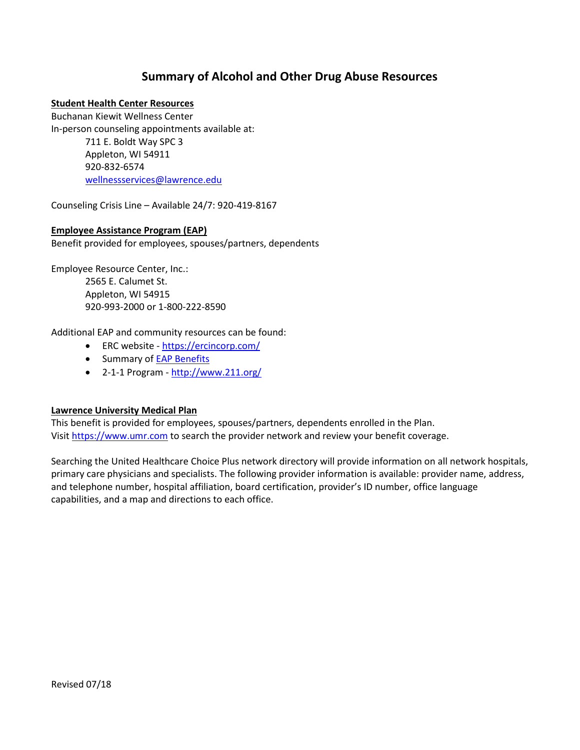# Summary of Alcohol and Other Drug Abuse Resources

**Student Health Center Resources**

Buchanan Kiewit Wellness Center

In-person counseling appointments available at:

711 E. Boldt Way SPC 3
Appleton, WI 54911
920-832-6574
wellnessservices@lawrence.edu

Counseling Crisis Line – Available 24/7: 920-419-8167

**Employee Assistance Program (EAP)**

Benefit provided for employees, spouses/partners, dependents

Employee Resource Center, Inc.:

2565 E. Calumet St.
Appleton, WI 54915
920-993-2000 or 1-800-222-8590

Additional EAP and community resources can be found:

- ERC website - https://ercincorp.com/
- Summary of EAP Benefits
- 2-1-1 Program - http://www.211.org/

**Lawrence University Medical Plan**

This benefit is provided for employees, spouses/partners, dependents enrolled in the Plan.
Visit https://www.umr.com to search the provider network and review your benefit coverage.

Searching the United Healthcare Choice Plus network directory will provide information on all network hospitals, primary care physicians and specialists. The following provider information is available: provider name, address, and telephone number, hospital affiliation, board certification, provider's ID number, office language capabilities, and a map and directions to each office.

Revised 07/18